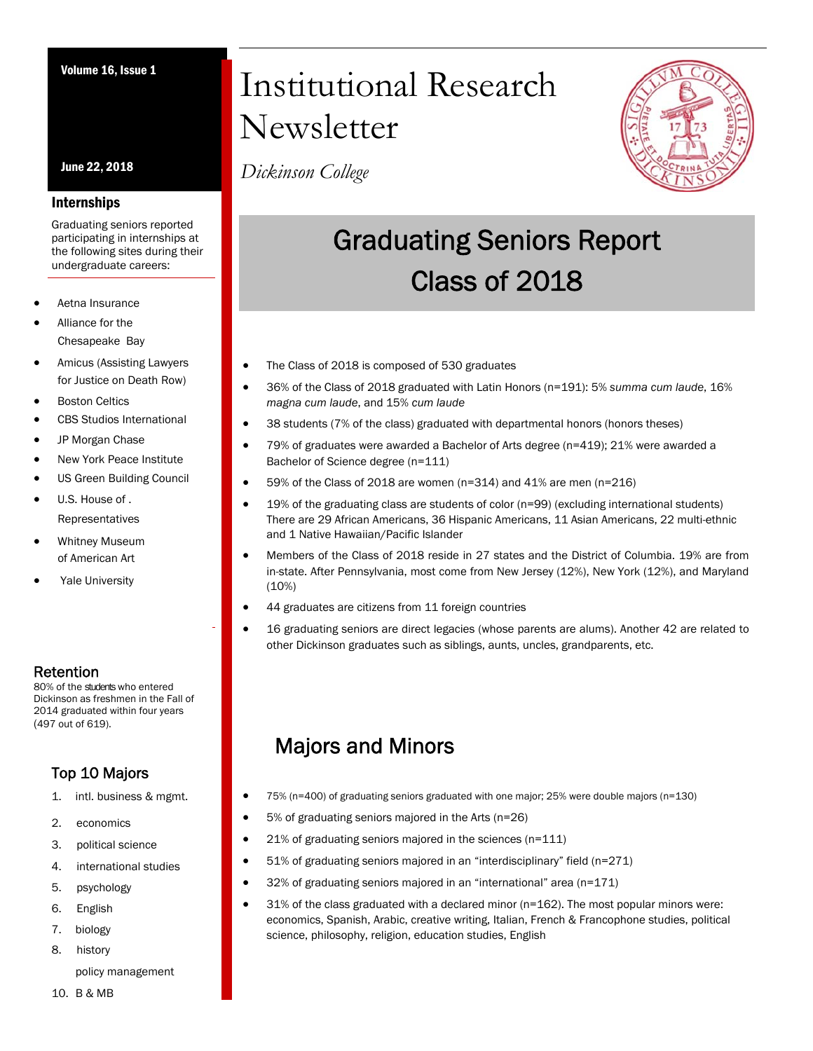# Institutional Research Newsletter

*Dickinson College*

Volume 16, Issue 1

June 22, 2018

## Graduating Seniors Report Class of 2018

- The Class of 2018 is composed of 530 graduates
- 36% of the Class of 2018 graduated with Latin Honors (n=191): 5% *summa cum laude*, 16% *magna cum laude*, and 15% *cum laude*
- 38 students (7% of the class) graduated with departmental honors (honors theses)
- 79% of graduates were awarded a Bachelor of Arts degree (n=419); 21% were awarded a Bachelor of Science degree (n=111)
- 59% of the Class of 2018 are women (n=314) and 41% are men (n=216)
- 19% of the graduating class are students of color (n=99) (excluding international students) There are 29 African Americans, 36 Hispanic Americans, 11 Asian Americans, 22 multi-ethnic and 1 Native Hawaiian/Pacific Islander
- Members of the Class of 2018 reside in 27 states and the District of Columbia. 19% are from in-state. After Pennsylvania, most come from New Jersey (12%), New York (12%), and Maryland (10%)
- 44 graduates are citizens from 11 foreign countries
- 16 graduating seniors are direct legacies (whose parents are alums). Another 42 are related to other Dickinson graduates such as siblings, aunts, uncles, grandparents, etc.

## Majors and Minors

- 75% (n=400) of graduating seniors graduated with one major; 25% were double majors (n=130)
- 5% of graduating seniors majored in the Arts (n=26)
- 21% of graduating seniors majored in the sciences (n=111)
- 51% of graduating seniors majored in an "interdisciplinary" field (n=271)
- 32% of graduating seniors majored in an "international" area (n=171)
- 31% of the class graduated with a declared minor (n=162). The most popular minors were: economics, Spanish, Arabic, creative writing, Italian, French & Francophone studies, political science, philosophy, religion, education studies, English

### Internships

Graduating seniors reported participating in internships at the following sites during their undergraduate careers:

- Aetna Insurance
- Alliance for the Chesapeake Bay
- Amicus (Assisting Lawyers for Justice on Death Row)
- Boston Celtics
- CBS Studios International
- JP Morgan Chase
- New York Peace Institute
- US Green Building Council
- U.S. House of . Representatives
- Whitney Museum of American Art
- Yale University

### Retention

80% of the students who entered Dickinson as freshmen in the Fall of 2014 graduated within four years (497 out of 619).

### Top 10 Majors

1. intl. business & mgmt.
2. economics
3. political science
4. international studies
5. psychology
6. English
7. biology
8. history
   policy management
10. B & MB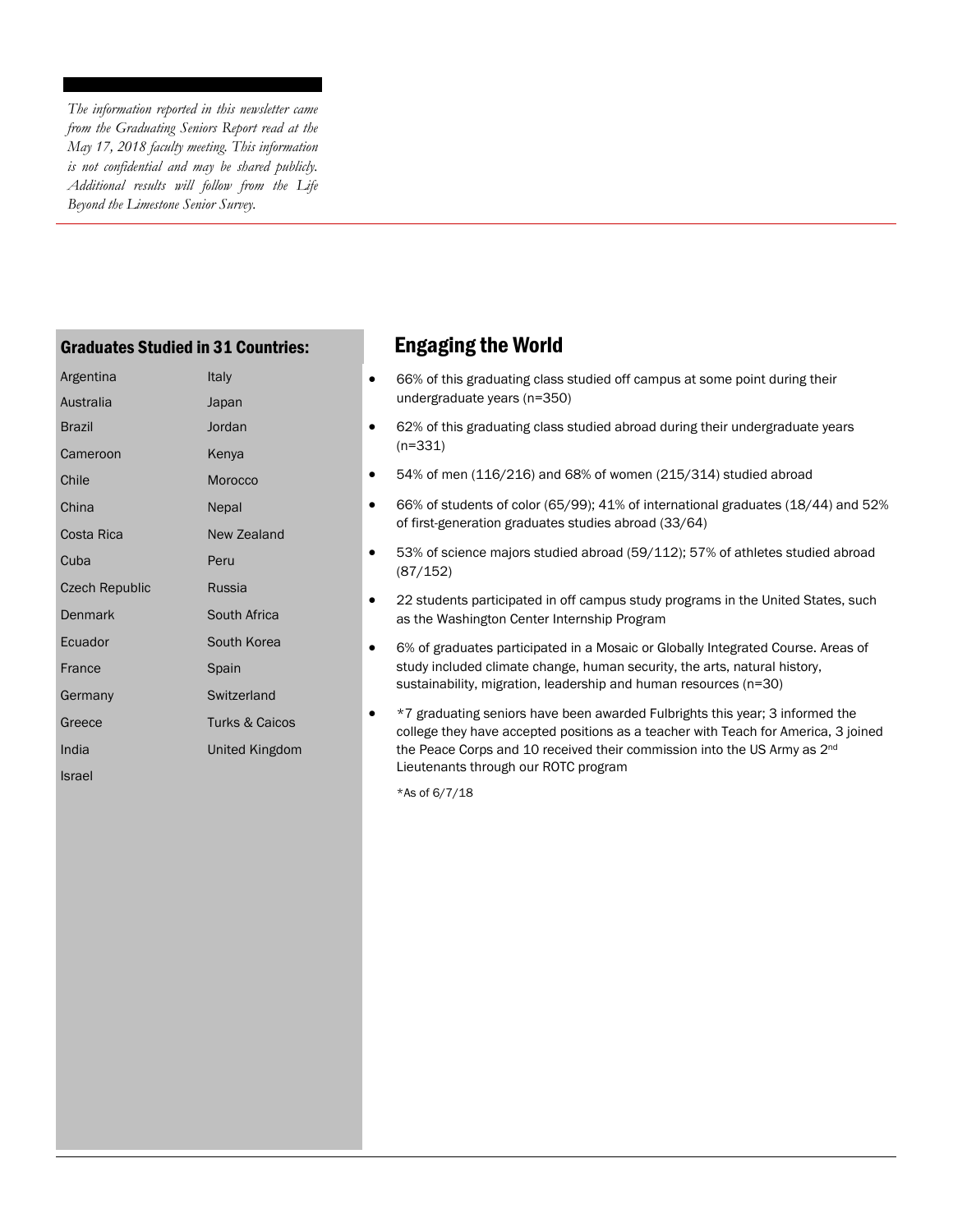*The information reported in this newsletter came from the Graduating Seniors Report read at the May 17, 2018 faculty meeting. This information is not confidential and may be shared publicly. Additional results will follow from the Life Beyond the Limestone Senior Survey.*

## Graduates Studied in 31 Countries:

| | |
|---|---|
| Argentina | Italy |
| Australia | Japan |
| Brazil | Jordan |
| Cameroon | Kenya |
| Chile | Morocco |
| China | Nepal |
| Costa Rica | New Zealand |
| Cuba | Peru |
| Czech Republic | Russia |
| Denmark | South Africa |
| Ecuador | South Korea |
| France | Spain |
| Germany | Switzerland |
| Greece | Turks & Caicos |
| India | United Kingdom |
| Israel | |

## Engaging the World

- 66% of this graduating class studied off campus at some point during their undergraduate years (n=350)
- 62% of this graduating class studied abroad during their undergraduate years (n=331)
- 54% of men (116/216) and 68% of women (215/314) studied abroad
- 66% of students of color (65/99); 41% of international graduates (18/44) and 52% of first-generation graduates studies abroad (33/64)
- 53% of science majors studied abroad (59/112); 57% of athletes studied abroad (87/152)
- 22 students participated in off campus study programs in the United States, such as the Washington Center Internship Program
- 6% of graduates participated in a Mosaic or Globally Integrated Course. Areas of study included climate change, human security, the arts, natural history, sustainability, migration, leadership and human resources (n=30)
- *7 graduating seniors have been awarded Fulbrights this year; 3 informed the college they have accepted positions as a teacher with Teach for America, 3 joined the Peace Corps and 10 received their commission into the US Army as 2nd Lieutenants through our ROTC program

*As of 6/7/18